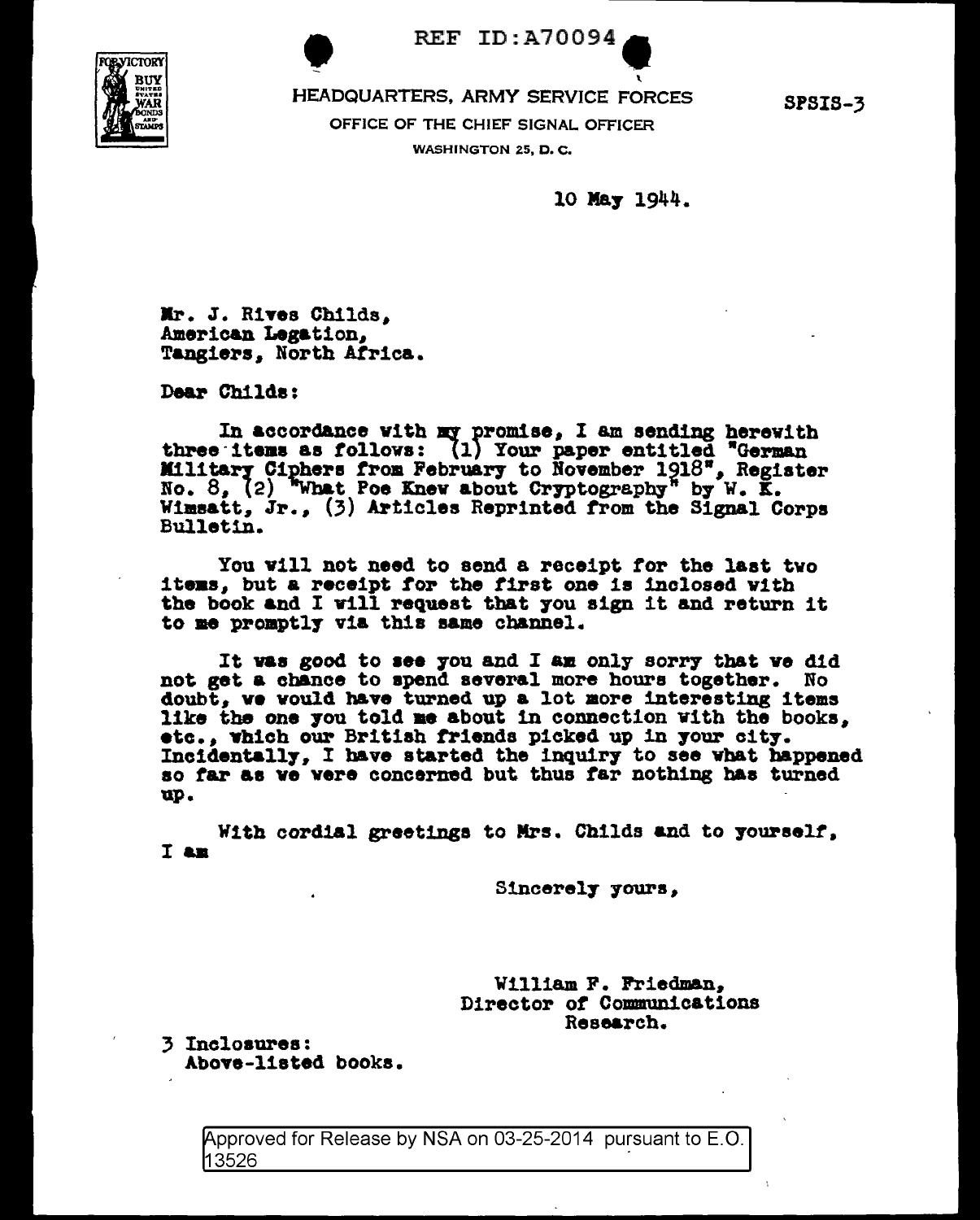REF ID:A70094

HEADQUARTERS, ARMY SERVICE FORCES

OFFICE OF THE CHIEF SIGNAL OFFICER

WASHINGTON 25, D. C.

SPSIS-3

10 May 1944.

Mr. J. Rives Childs,
American Legation,
Tangiers, North Africa.

Dear Childs:

In accordance with my promise, I am sending herewith three items as follows: (1) Your paper entitled "German Military Ciphers from February to November 1918", Register No. 8, (2) "What Poe Knew about Cryptography" by W. K. Wimsatt, Jr., (3) Articles Reprinted from the Signal Corps Bulletin.

You will not need to send a receipt for the last two items, but a receipt for the first one is inclosed with the book and I will request that you sign it and return it to me promptly via this same channel.

It was good to see you and I am only sorry that we did not get a chance to spend several more hours together. No doubt, we would have turned up a lot more interesting items like the one you told me about in connection with the books, etc., which our British friends picked up in your city. Incidentally, I have started the inquiry to see what happened so far as we were concerned but thus far nothing has turned up.

With cordial greetings to Mrs. Childs and to yourself, I am

Sincerely yours,

William F. Friedman,
Director of Communications Research.

3 Inclosures:
Above-listed books.

Approved for Release by NSA on 03-25-2014 pursuant to E.O. 13526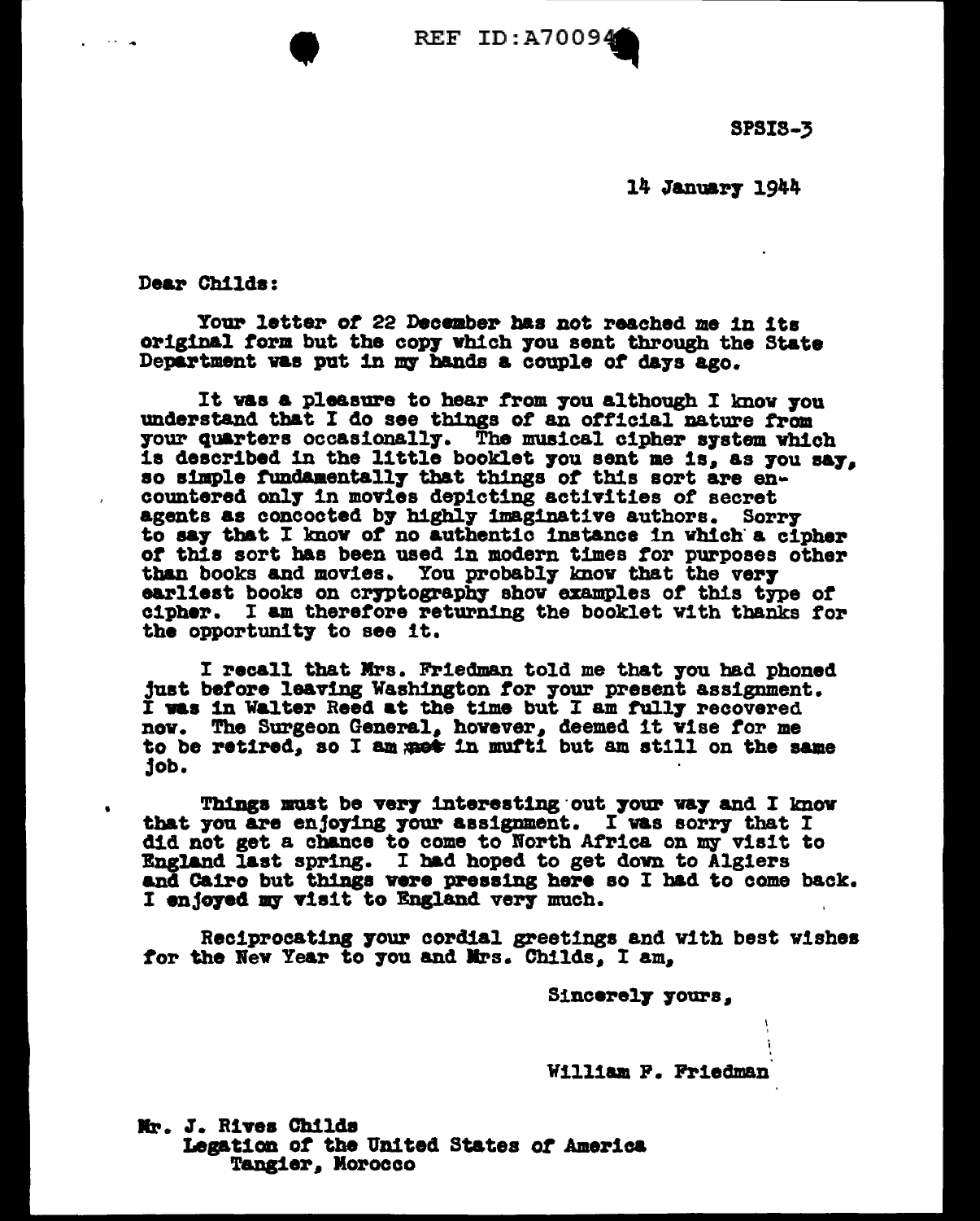SPSIS-3

14 January 1944

Dear Childs:

Your letter of 22 December has not reached me in its original form but the copy which you sent through the State Department was put in my hands a couple of days ago.

It was a pleasure to hear from you although I know you understand that I do see things of an official nature from your quarters occasionally. The musical cipher system which is described in the little booklet you sent me is, as you say, so simple fundamentally that things of this sort are encountered only in movies depicting activities of secret agents as concocted by highly imaginative authors. Sorry to say that I know of no authentic instance in which a cipher of this sort has been used in modern times for purposes other than books and movies. You probably know that the very earliest books on cryptography show examples of this type of cipher. I am therefore returning the booklet with thanks for the opportunity to see it.

I recall that Mrs. Friedman told me that you had phoned just before leaving Washington for your present assignment. I was in Walter Reed at the time but I am fully recovered now. The Surgeon General, however, deemed it wise for me to be retired, so I am ~~not~~ in mufti but am still on the same job.

Things must be very interesting out your way and I know that you are enjoying your assignment. I was sorry that I did not get a chance to come to North Africa on my visit to England last spring. I had hoped to get down to Algiers and Cairo but things were pressing here so I had to come back. I enjoyed my visit to England very much.

Reciprocating your cordial greetings and with best wishes for the New Year to you and Mrs. Childs, I am,

Sincerely yours,

William F. Friedman

Mr. J. Rives Childs
Legation of the United States of America
Tangier, Morocco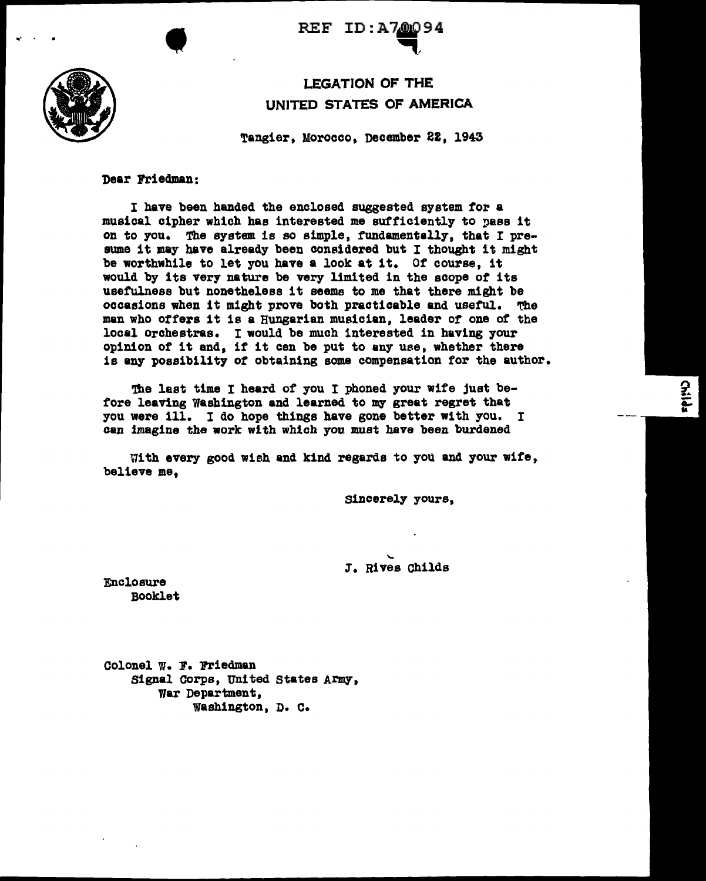REF ID:A70094

# LEGATION OF THE UNITED STATES OF AMERICA

Tangier, Morocco, December 22, 1943

Dear Friedman:

I have been handed the enclosed suggested system for a musical cipher which has interested me sufficiently to pass it on to you. The system is so simple, fundamentally, that I presume it may have already been considered but I thought it might be worthwhile to let you have a look at it. Of course, it would by its very nature be very limited in the scope of its usefulness but nonetheless it seems to me that there might be occasions when it might prove both practicable and useful. The man who offers it is a Hungarian musician, leader of one of the local orchestras. I would be much interested in having your opinion of it and, if it can be put to any use, whether there is any possibility of obtaining some compensation for the author.

The last time I heard of you I phoned your wife just before leaving Washington and learned to my great regret that you were ill. I do hope things have gone better with you. I can imagine the work with which you must have been burdened

With every good wish and kind regards to you and your wife, believe me,

Sincerely yours,

J. Rives Childs

Enclosure
Booklet

Colonel W. F. Friedman
Signal Corps, United States Army,
War Department,
Washington, D. C.

Childs